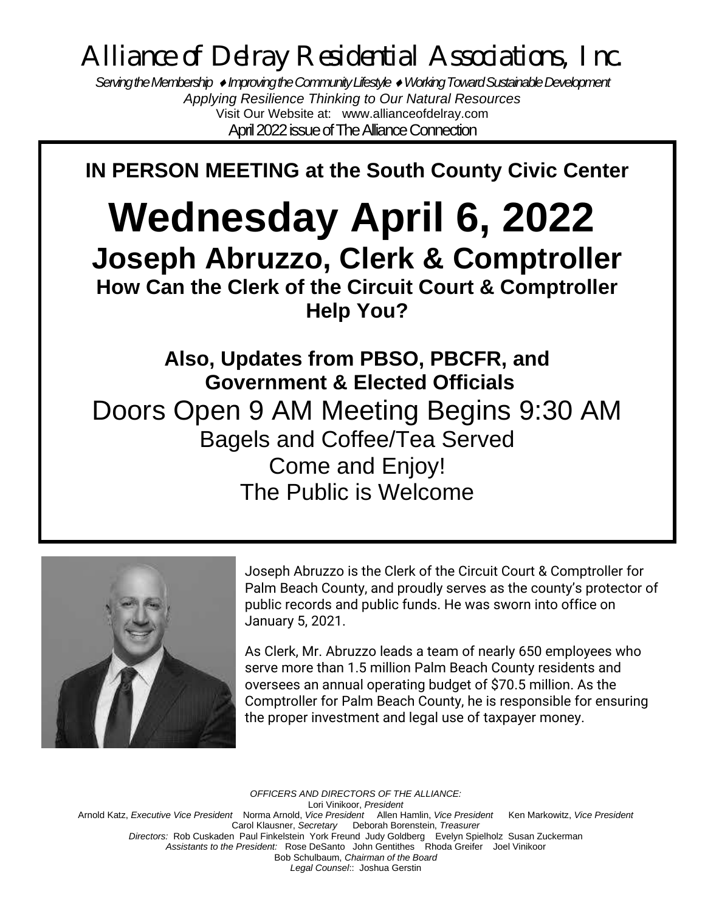# Alliance of Delray Residential Associations, Inc.

*Serving the Membership ♦ Improving the Community Lifestyle ♦ Working Toward Sustainable Development*

*Applying Resilience Thinking to Our Natural Resources*

Visit Our Website at: www.allianceofdelray.com

April 2022 issue of The Alliance Connection

**IN PERSON MEETING at the South County Civic Center**

# Wednesday April 6, 2022

## Joseph Abruzzo, Clerk & Comptroller

### How Can the Clerk of the Circuit Court & Comptroller Help You?

**Also, Updates from PBSO, PBCFR, and Government & Elected Officials**

Doors Open 9 AM Meeting Begins 9:30 AM

Bagels and Coffee/Tea Served

Come and Enjoy!

The Public is Welcome

Joseph Abruzzo is the Clerk of the Circuit Court & Comptroller for Palm Beach County, and proudly serves as the county's protector of public records and public funds. He was sworn into office on January 5, 2021.

As Clerk, Mr. Abruzzo leads a team of nearly 650 employees who serve more than 1.5 million Palm Beach County residents and oversees an annual operating budget of $70.5 million. As the Comptroller for Palm Beach County, he is responsible for ensuring the proper investment and legal use of taxpayer money.

*OFFICERS AND DIRECTORS OF THE ALLIANCE:*

Lori Vinikoor, *President*

Arnold Katz, *Executive Vice President* Norma Arnold, *Vice President* Allen Hamlin, *Vice President* Ken Markowitz, *Vice President*

Carol Klausner, *Secretary* Deborah Borenstein, *Treasurer*

*Directors:* Rob Cuskaden Paul Finkelstein York Freund Judy Goldberg Evelyn Spielholz Susan Zuckerman

*Assistants to the President:* Rose DeSanto John Gentithes Rhoda Greifer Joel Vinikoor

Bob Schulbaum, *Chairman of the Board*

*Legal Counsel*:: Joshua Gerstin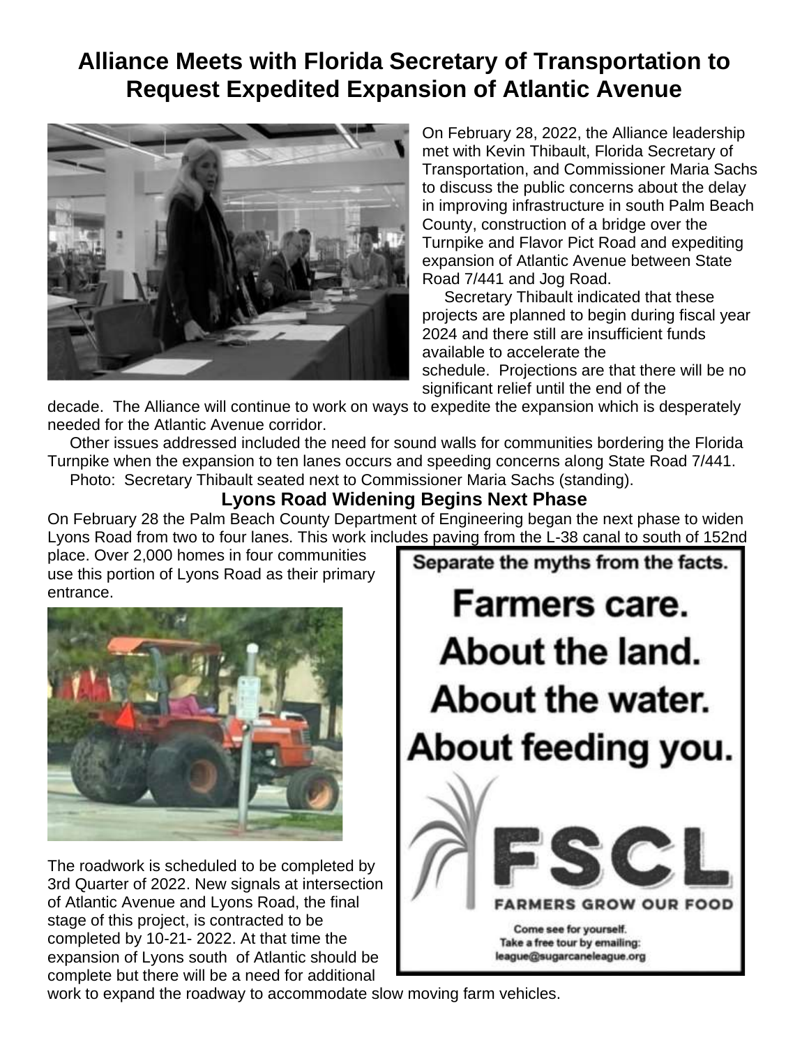# Alliance Meets with Florida Secretary of Transportation to Request Expedited Expansion of Atlantic Avenue

On February 28, 2022, the Alliance leadership met with Kevin Thibault, Florida Secretary of Transportation, and Commissioner Maria Sachs to discuss the public concerns about the delay in improving infrastructure in south Palm Beach County, construction of a bridge over the Turnpike and Flavor Pict Road and expediting expansion of Atlantic Avenue between State Road 7/441 and Jog Road.

Secretary Thibault indicated that these projects are planned to begin during fiscal year 2024 and there still are insufficient funds available to accelerate the schedule. Projections are that there will be no significant relief until the end of the decade. The Alliance will continue to work on ways to expedite the expansion which is desperately needed for the Atlantic Avenue corridor.

Other issues addressed included the need for sound walls for communities bordering the Florida Turnpike when the expansion to ten lanes occurs and speeding concerns along State Road 7/441.

Photo: Secretary Thibault seated next to Commissioner Maria Sachs (standing).

## Lyons Road Widening Begins Next Phase

On February 28 the Palm Beach County Department of Engineering began the next phase to widen Lyons Road from two to four lanes. This work includes paving from the L-38 canal to south of 152nd place. Over 2,000 homes in four communities use this portion of Lyons Road as their primary entrance.

The roadwork is scheduled to be completed by 3rd Quarter of 2022. New signals at intersection of Atlantic Avenue and Lyons Road, the final stage of this project, is contracted to be completed by 10-21- 2022. At that time the expansion of Lyons south of Atlantic should be complete but there will be a need for additional work to expand the roadway to accommodate slow moving farm vehicles.

Separate the myths from the facts.

**Farmers care. About the land. About the water. About feeding you.**

**FSCL**

FARMERS GROW OUR FOOD

Come see for yourself. Take a free tour by emailing: league@sugarcaneleague.org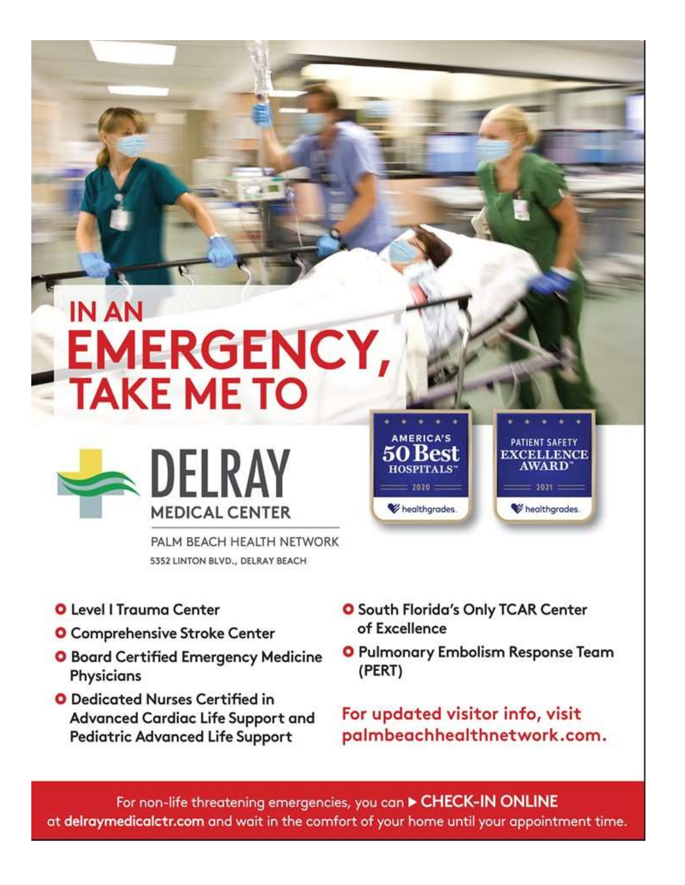# IN AN EMERGENCY, TAKE ME TO

## DELRAY MEDICAL CENTER

PALM BEACH HEALTH NETWORK

5352 LINTON BLVD., DELRAY BEACH

AMERICA'S 50 Best HOSPITALS™ 2020 healthgrades.

PATIENT SAFETY EXCELLENCE AWARD™ 2021 healthgrades.

- Level I Trauma Center
- Comprehensive Stroke Center
- Board Certified Emergency Medicine Physicians
- Dedicated Nurses Certified in Advanced Cardiac Life Support and Pediatric Advanced Life Support
- South Florida's Only TCAR Center of Excellence
- Pulmonary Embolism Response Team (PERT)

**For updated visitor info, visit palmbeachhealthnetwork.com.**

For non-life threatening emergencies, you can ▶ **CHECK-IN ONLINE** at **delraymedicalctr.com** and wait in the comfort of your home until your appointment time.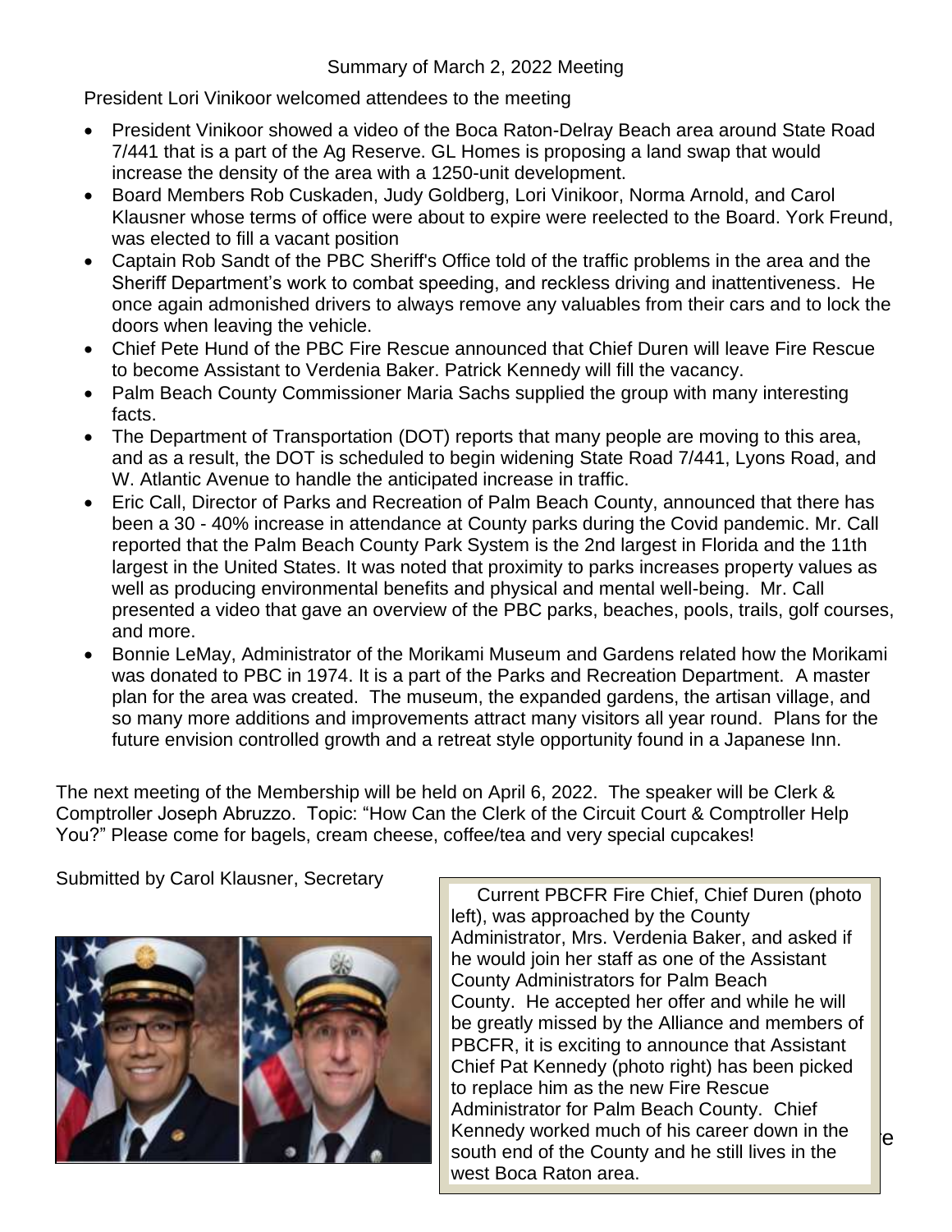Summary of March 2, 2022 Meeting

President Lori Vinikoor welcomed attendees to the meeting

- President Vinikoor showed a video of the Boca Raton-Delray Beach area around State Road 7/441 that is a part of the Ag Reserve. GL Homes is proposing a land swap that would increase the density of the area with a 1250-unit development.
- Board Members Rob Cuskaden, Judy Goldberg, Lori Vinikoor, Norma Arnold, and Carol Klausner whose terms of office were about to expire were reelected to the Board. York Freund, was elected to fill a vacant position
- Captain Rob Sandt of the PBC Sheriff's Office told of the traffic problems in the area and the Sheriff Department's work to combat speeding, and reckless driving and inattentiveness. He once again admonished drivers to always remove any valuables from their cars and to lock the doors when leaving the vehicle.
- Chief Pete Hund of the PBC Fire Rescue announced that Chief Duren will leave Fire Rescue to become Assistant to Verdenia Baker. Patrick Kennedy will fill the vacancy.
- Palm Beach County Commissioner Maria Sachs supplied the group with many interesting facts.
- The Department of Transportation (DOT) reports that many people are moving to this area, and as a result, the DOT is scheduled to begin widening State Road 7/441, Lyons Road, and W. Atlantic Avenue to handle the anticipated increase in traffic.
- Eric Call, Director of Parks and Recreation of Palm Beach County, announced that there has been a 30 - 40% increase in attendance at County parks during the Covid pandemic. Mr. Call reported that the Palm Beach County Park System is the 2nd largest in Florida and the 11th largest in the United States. It was noted that proximity to parks increases property values as well as producing environmental benefits and physical and mental well-being. Mr. Call presented a video that gave an overview of the PBC parks, beaches, pools, trails, golf courses, and more.
- Bonnie LeMay, Administrator of the Morikami Museum and Gardens related how the Morikami was donated to PBC in 1974. It is a part of the Parks and Recreation Department. A master plan for the area was created. The museum, the expanded gardens, the artisan village, and so many more additions and improvements attract many visitors all year round. Plans for the future envision controlled growth and a retreat style opportunity found in a Japanese Inn.

The next meeting of the Membership will be held on April 6, 2022. The speaker will be Clerk & Comptroller Joseph Abruzzo. Topic: "How Can the Clerk of the Circuit Court & Comptroller Help You?" Please come for bagels, cream cheese, coffee/tea and very special cupcakes!

Submitted by Carol Klausner, Secretary

Current PBCFR Fire Chief, Chief Duren (photo left), was approached by the County Administrator, Mrs. Verdenia Baker, and asked if he would join her staff as one of the Assistant County Administrators for Palm Beach County. He accepted her offer and while he will be greatly missed by the Alliance and members of PBCFR, it is exciting to announce that Assistant Chief Pat Kennedy (photo right) has been picked to replace him as the new Fire Rescue Administrator for Palm Beach County. Chief Kennedy worked much of his career down in the south end of the County and he still lives in the west Boca Raton area.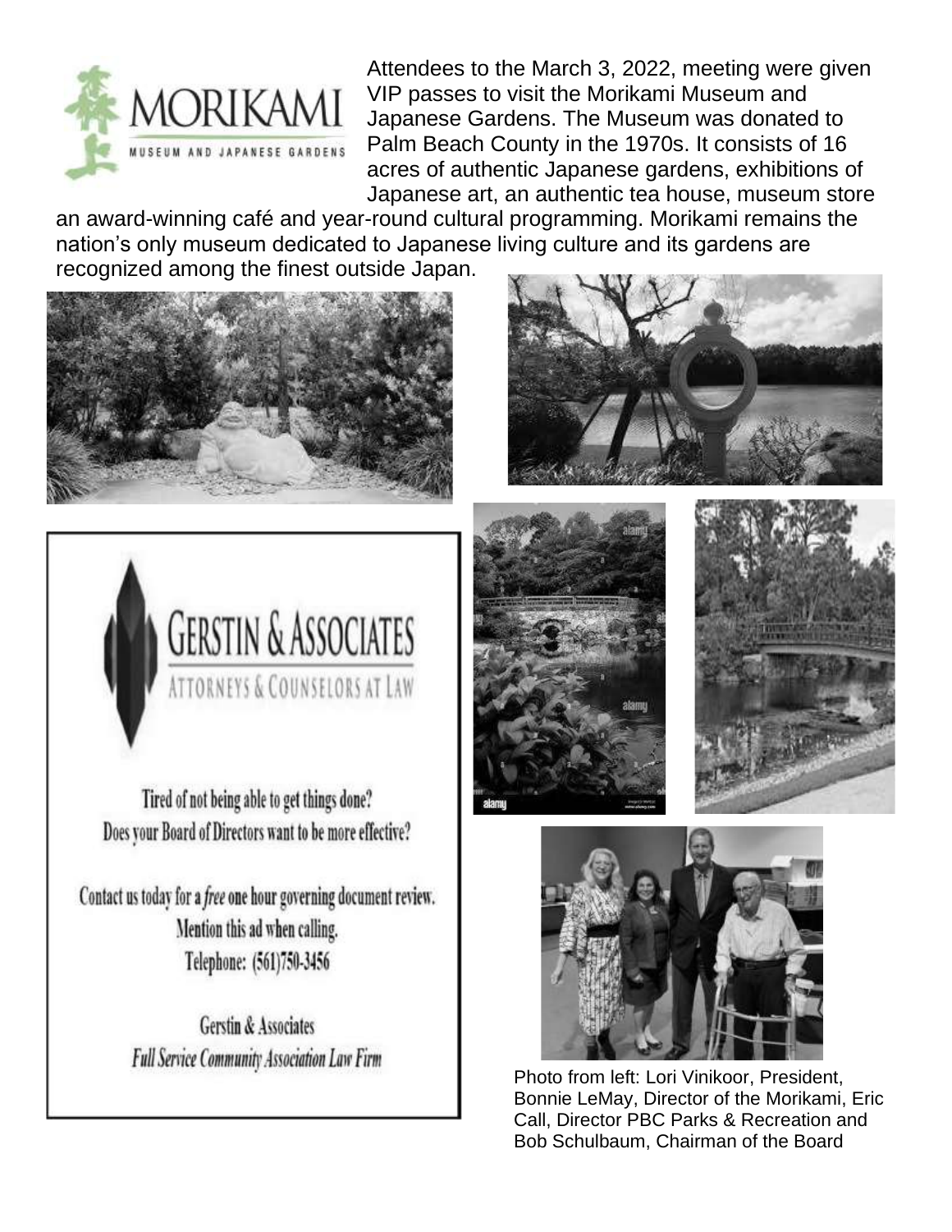Attendees to the March 3, 2022, meeting were given VIP passes to visit the Morikami Museum and Japanese Gardens. The Museum was donated to Palm Beach County in the 1970s. It consists of 16 acres of authentic Japanese gardens, exhibitions of Japanese art, an authentic tea house, museum store an award-winning café and year-round cultural programming. Morikami remains the nation's only museum dedicated to Japanese living culture and its gardens are recognized among the finest outside Japan.

**GERSTIN & ASSOCIATES**
ATTORNEYS & COUNSELORS AT LAW

Tired of not being able to get things done?
Does your Board of Directors want to be more effective?

Contact us today for a *free* one hour governing document review.
Mention this ad when calling.
Telephone: (561)750-3456

Gerstin & Associates
*Full Service Community Association Law Firm*

Photo from left: Lori Vinikoor, President, Bonnie LeMay, Director of the Morikami, Eric Call, Director PBC Parks & Recreation and Bob Schulbaum, Chairman of the Board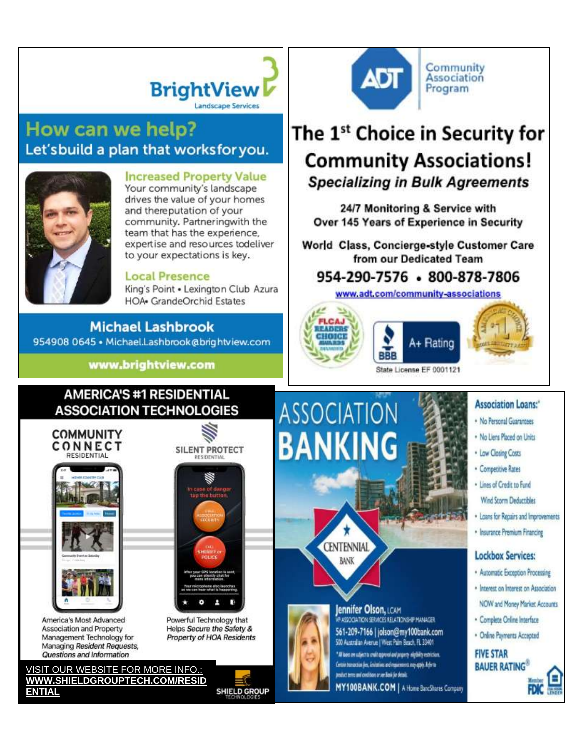**BrightView** Landscape Services

## How can we help?

### Let's build a plan that works for you.

**Increased Property Value**
Your community's landscape drives the value of your homes and the reputation of your community. Partnering with the team that has the experience, expertise and resources to deliver to your expectations is key.

**Local Presence**
King's Point • Lexington Club Azura HOA• GrandeOrchid Estates

**Michael Lashbrook**
954908 0645 • Michael.Lashbrook@brightview.com

**www.brightview.com**

---

**ADT** Community Association Program

## The 1st Choice in Security for Community Associations!

***Specializing in Bulk Agreements***

**24/7 Monitoring & Service with Over 145 Years of Experience in Security**

**World Class, Concierge-style Customer Care from our Dedicated Team**

**954-290-7576 • 800-878-7806**

www.adt.com/community-associations

FLCAJ Readers' Choice Awards Diamond

BBB A+ Rating

State License EF 0001121

---

## AMERICA'S #1 RESIDENTIAL ASSOCIATION TECHNOLOGIES

**COMMUNITY CONNECT** RESIDENTIAL

America's Most Advanced Association and Property Management Technology for Managing *Resident Requests, Questions and Information*

**SILENT PROTECT** RESIDENTIAL

Powerful Technology that Helps *Secure the Safety & Property of HOA Residents*

VISIT OUR WEBSITE FOR MORE INFO.: **WWW.SHIELDGROUPTECH.COM/RESIDENTIAL**

SHIELD GROUP TECHNOLOGIES

---

## ASSOCIATION BANKING

CENTENNIAL BANK

**Association Loans:***
- No Personal Guarantees
- No Liens Placed on Units
- Low Closing Costs
- Competitive Rates
- Lines of Credit to Fund Wind Storm Deductibles
- Loans for Repairs and Improvements
- Insurance Premium Financing

**Lockbox Services:**
- Automatic Exception Processing
- Interest on Interest on Association NOW and Money Market Accounts
- Complete Online Interface
- Online Payments Accepted

**FIVE STAR BAUER RATING®**

**Jennifer Olson,** LCAM
VP ASSOCIATION SERVICES RELATIONSHIP MANAGER
561-209-7166 | jolson@my100bank.com
500 Australian Avenue | West Palm Beach, FL 33401

*All loans are subject to credit approval and property eligibility restrictions. Certain transaction fees, limitations and requirements may apply. Refer to product terms and conditions or see Bank for details.

**MY100BANK.COM** | A Home BancShares Company

Member FDIC · Equal Housing Lender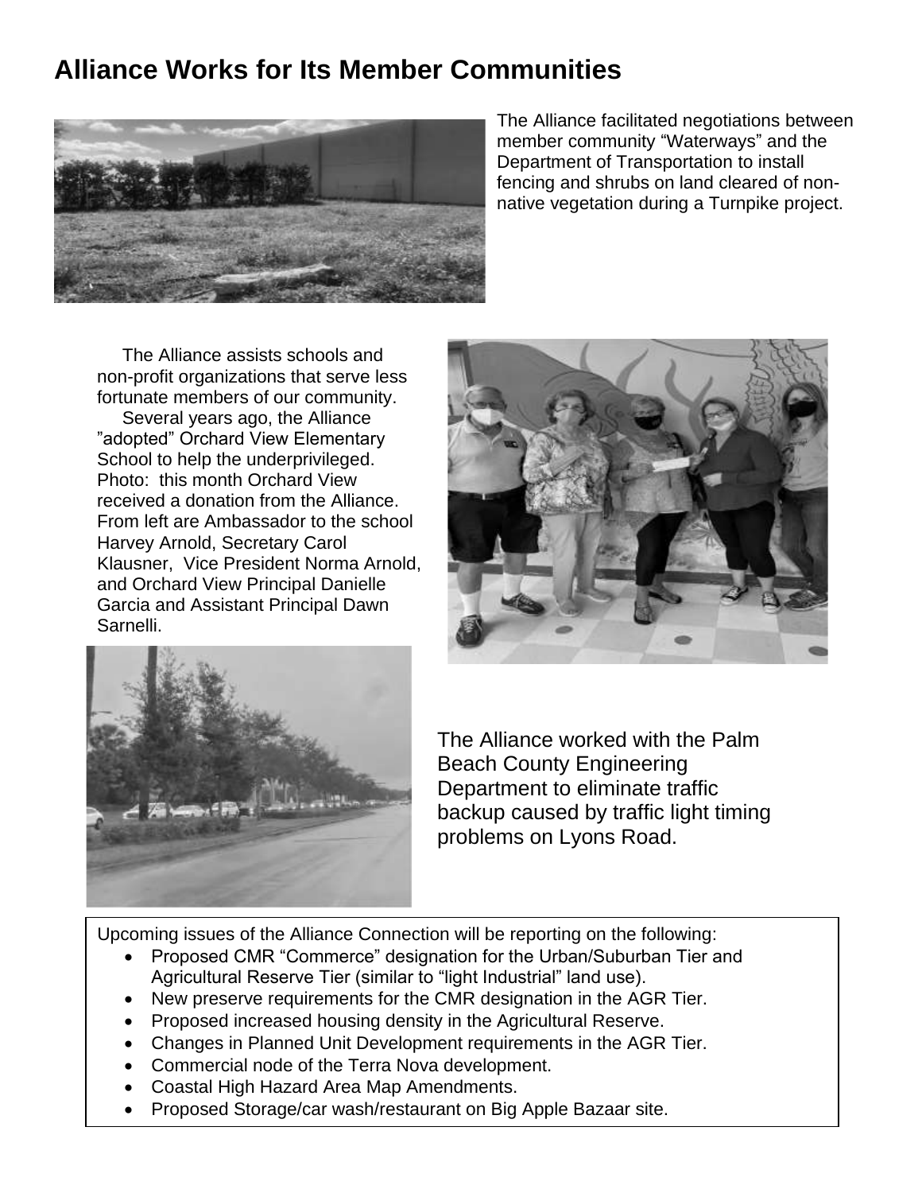## Alliance Works for Its Member Communities

The Alliance facilitated negotiations between member community "Waterways" and the Department of Transportation to install fencing and shrubs on land cleared of non-native vegetation during a Turnpike project.

The Alliance assists schools and non-profit organizations that serve less fortunate members of our community.

Several years ago, the Alliance "adopted" Orchard View Elementary School to help the underprivileged. Photo: this month Orchard View received a donation from the Alliance. From left are Ambassador to the school Harvey Arnold, Secretary Carol Klausner, Vice President Norma Arnold, and Orchard View Principal Danielle Garcia and Assistant Principal Dawn Sarnelli.

The Alliance worked with the Palm Beach County Engineering Department to eliminate traffic backup caused by traffic light timing problems on Lyons Road.

Upcoming issues of the Alliance Connection will be reporting on the following:

- Proposed CMR "Commerce" designation for the Urban/Suburban Tier and Agricultural Reserve Tier (similar to "light Industrial" land use).
- New preserve requirements for the CMR designation in the AGR Tier.
- Proposed increased housing density in the Agricultural Reserve.
- Changes in Planned Unit Development requirements in the AGR Tier.
- Commercial node of the Terra Nova development.
- Coastal High Hazard Area Map Amendments.
- Proposed Storage/car wash/restaurant on Big Apple Bazaar site.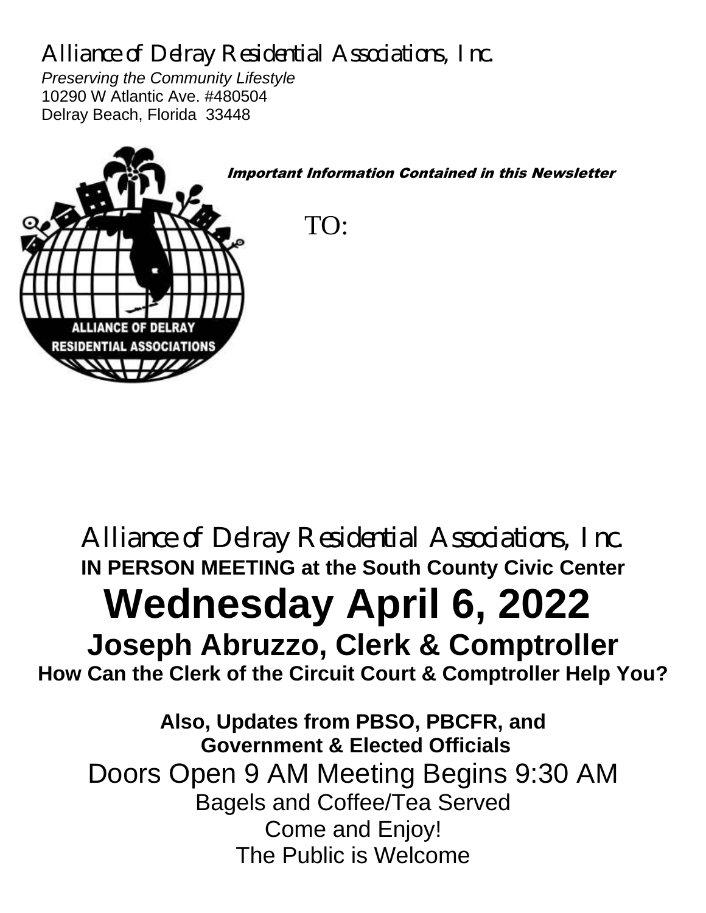Alliance of Delray Residential Associations, Inc.

*Preserving the Community Lifestyle*
10290 W Atlantic Ave. #480504
Delray Beach, Florida 33448

ALLIANCE OF DELRAY
RESIDENTIAL ASSOCIATIONS

***Important Information Contained in this Newsletter***

TO:

Alliance of Delray Residential Associations, Inc.

**IN PERSON MEETING at the South County Civic Center**

# Wednesday April 6, 2022

## Joseph Abruzzo, Clerk & Comptroller

**How Can the Clerk of the Circuit Court & Comptroller Help You?**

**Also, Updates from PBSO, PBCFR, and Government & Elected Officials**

Doors Open 9 AM Meeting Begins 9:30 AM

Bagels and Coffee/Tea Served

Come and Enjoy!

The Public is Welcome